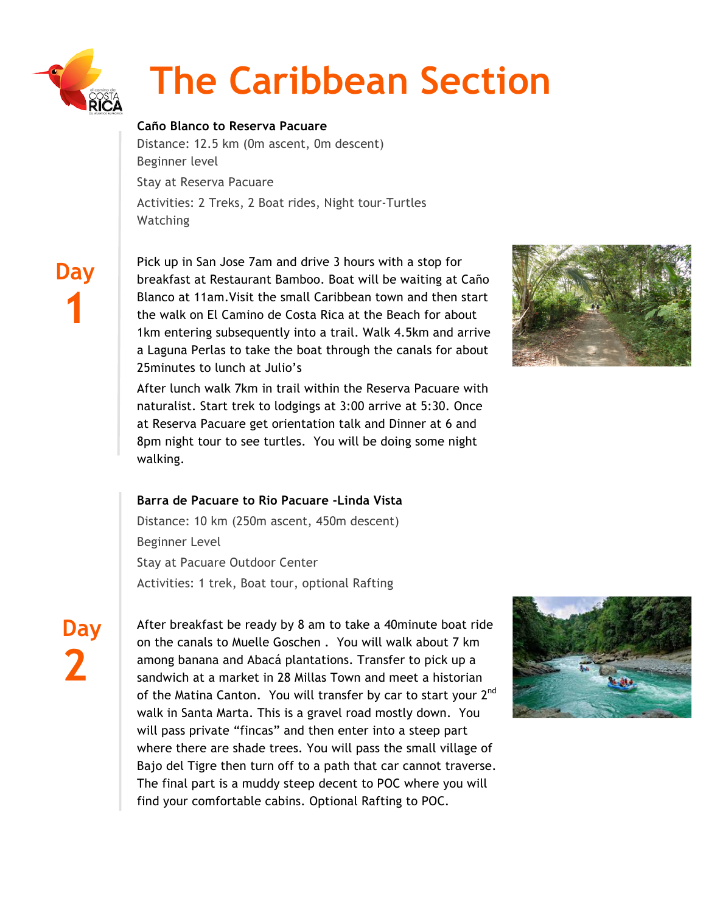# The Caribbean Section

**Caño Blanco to Reserva Pacuare**

Distance: 12.5 km (0m ascent, 0m descent)

Beginner level

Stay at Reserva Pacuare

Activities: 2 Treks, 2 Boat rides, Night tour-Turtles Watching

## Day 1

Pick up in San Jose 7am and drive 3 hours with a stop for breakfast at Restaurant Bamboo. Boat will be waiting at Caño Blanco at 11am.Visit the small Caribbean town and then start the walk on El Camino de Costa Rica at the Beach for about 1km entering subsequently into a trail. Walk 4.5km and arrive a Laguna Perlas to take the boat through the canals for about 25minutes to lunch at Julio's

After lunch walk 7km in trail within the Reserva Pacuare with naturalist. Start trek to lodgings at 3:00 arrive at 5:30. Once at Reserva Pacuare get orientation talk and Dinner at 6 and 8pm night tour to see turtles. You will be doing some night walking.

**Barra de Pacuare to Rio Pacuare -Linda Vista**

Distance: 10 km (250m ascent, 450m descent)

Beginner Level

Stay at Pacuare Outdoor Center

Activities: 1 trek, Boat tour, optional Rafting

## Day 2

After breakfast be ready by 8 am to take a 40minute boat ride on the canals to Muelle Goschen . You will walk about 7 km among banana and Abacá plantations. Transfer to pick up a sandwich at a market in 28 Millas Town and meet a historian of the Matina Canton. You will transfer by car to start your 2nd walk in Santa Marta. This is a gravel road mostly down. You will pass private "fincas" and then enter into a steep part where there are shade trees. You will pass the small village of Bajo del Tigre then turn off to a path that car cannot traverse. The final part is a muddy steep decent to POC where you will find your comfortable cabins. Optional Rafting to POC.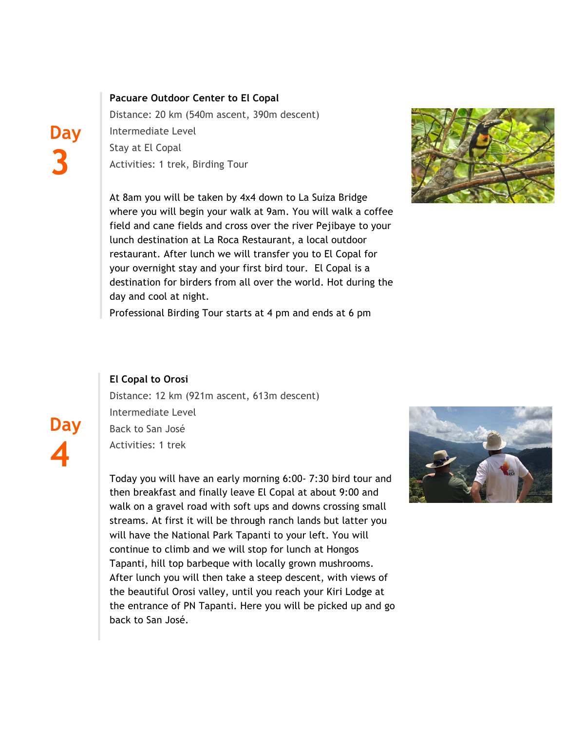## Day 3

**Pacuare Outdoor Center to El Copal**

Distance: 20 km (540m ascent, 390m descent)

Intermediate Level

Stay at El Copal

Activities: 1 trek, Birding Tour

At 8am you will be taken by 4x4 down to La Suiza Bridge where you will begin your walk at 9am. You will walk a coffee field and cane fields and cross over the river Pejibaye to your lunch destination at La Roca Restaurant, a local outdoor restaurant. After lunch we will transfer you to El Copal for your overnight stay and your first bird tour. El Copal is a destination for birders from all over the world. Hot during the day and cool at night.

Professional Birding Tour starts at 4 pm and ends at 6 pm

## Day 4

**El Copal to Orosi**

Distance: 12 km (921m ascent, 613m descent)

Intermediate Level

Back to San José

Activities: 1 trek

Today you will have an early morning 6:00- 7:30 bird tour and then breakfast and finally leave El Copal at about 9:00 and walk on a gravel road with soft ups and downs crossing small streams. At first it will be through ranch lands but latter you will have the National Park Tapanti to your left. You will continue to climb and we will stop for lunch at Hongos Tapanti, hill top barbeque with locally grown mushrooms. After lunch you will then take a steep descent, with views of the beautiful Orosi valley, until you reach your Kiri Lodge at the entrance of PN Tapanti. Here you will be picked up and go back to San José.